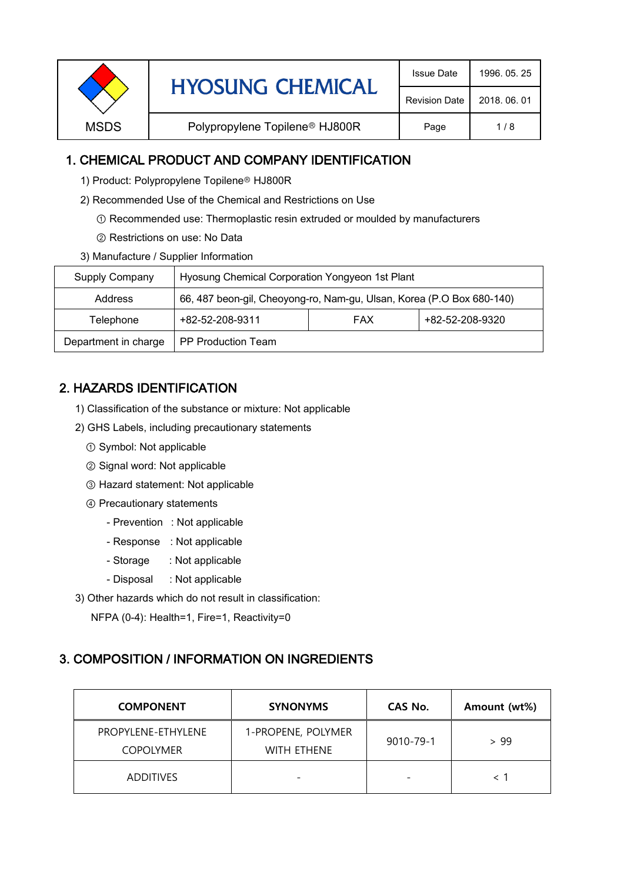# 1. CHEMICAL PRODUCT AND COMPANY IDENTIFICATION

1) Product: Polypropylene Topilene® HJ800R

2) Recommended Use of the Chemical and Restrictions on Use

① Recommended use: Thermoplastic resin extruded or moulded by manufacturers

② Restrictions on use: No Data

3) Manufacture / Supplier Information

| Supply Company | Hyosung Chemical Corporation Yongyeon 1st Plant | | |
|---|---|---|---|
| Address | 66, 487 beon-gil, Cheoyong-ro, Nam-gu, Ulsan, Korea (P.O Box 680-140) | | |
| Telephone | +82-52-208-9311 | FAX | +82-52-208-9320 |
| Department in charge | PP Production Team | | |

# 2. HAZARDS IDENTIFICATION

1) Classification of the substance or mixture: Not applicable

2) GHS Labels, including precautionary statements

① Symbol: Not applicable

② Signal word: Not applicable

③ Hazard statement: Not applicable

④ Precautionary statements

- Prevention : Not applicable
- Response : Not applicable
- Storage : Not applicable
- Disposal : Not applicable

3) Other hazards which do not result in classification:

NFPA (0-4): Health=1, Fire=1, Reactivity=0

# 3. COMPOSITION / INFORMATION ON INGREDIENTS

| COMPONENT | SYNONYMS | CAS No. | Amount (wt%) |
|---|---|---|---|
| PROPYLENE-ETHYLENE COPOLYMER | 1-PROPENE, POLYMER WITH ETHENE | 9010-79-1 | > 99 |
| ADDITIVES | - | - | < 1 |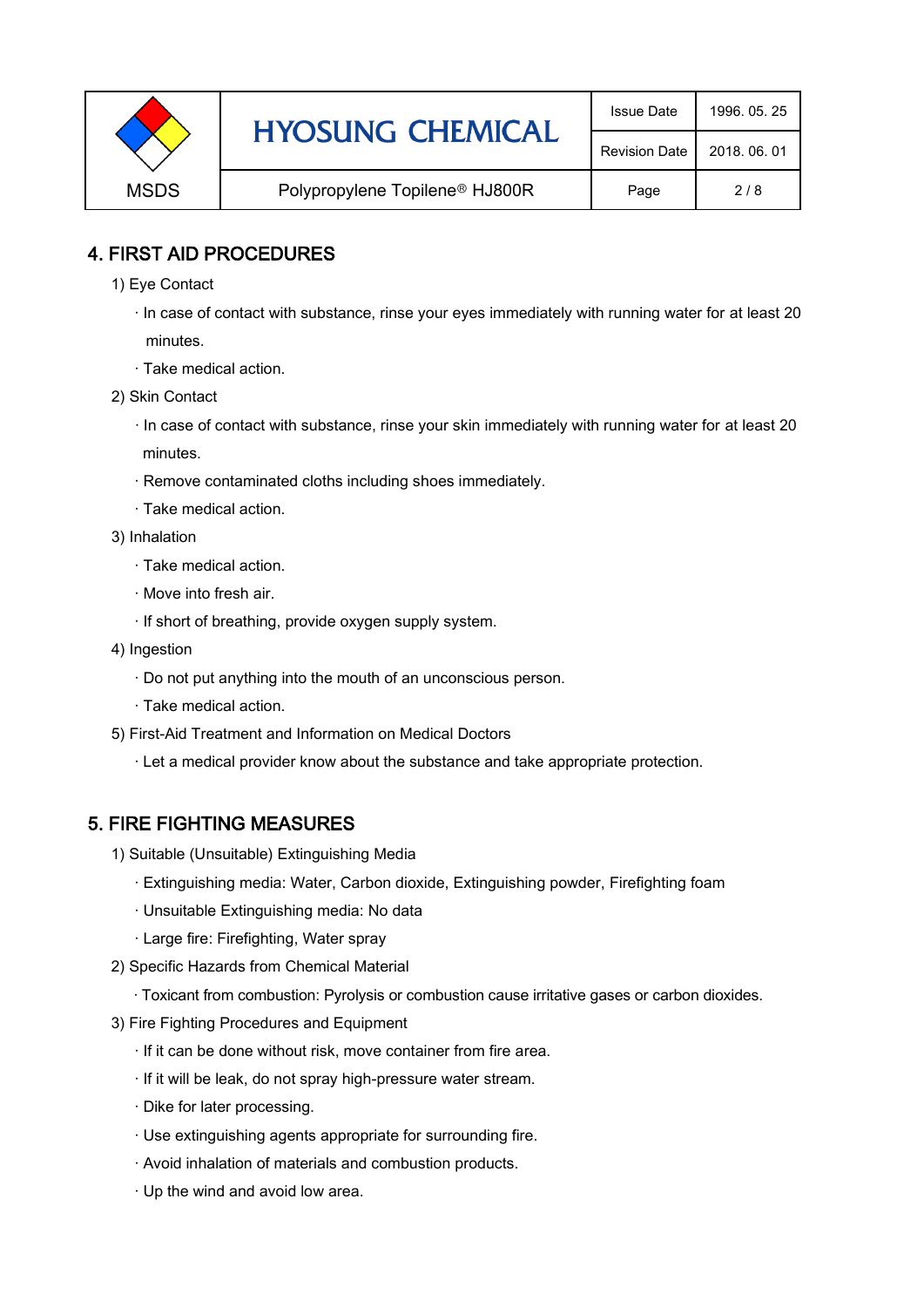## 4. FIRST AID PROCEDURES

1) Eye Contact

- In case of contact with substance, rinse your eyes immediately with running water for at least 20 minutes.
- Take medical action.

2) Skin Contact

- In case of contact with substance, rinse your skin immediately with running water for at least 20 minutes.
- Remove contaminated cloths including shoes immediately.
- Take medical action.

3) Inhalation

- Take medical action.
- Move into fresh air.
- If short of breathing, provide oxygen supply system.

4) Ingestion

- Do not put anything into the mouth of an unconscious person.
- Take medical action.

5) First-Aid Treatment and Information on Medical Doctors

- Let a medical provider know about the substance and take appropriate protection.

## 5. FIRE FIGHTING MEASURES

1) Suitable (Unsuitable) Extinguishing Media

- Extinguishing media: Water, Carbon dioxide, Extinguishing powder, Firefighting foam
- Unsuitable Extinguishing media: No data
- Large fire: Firefighting, Water spray

2) Specific Hazards from Chemical Material

- Toxicant from combustion: Pyrolysis or combustion cause irritative gases or carbon dioxides.

3) Fire Fighting Procedures and Equipment

- If it can be done without risk, move container from fire area.
- If it will be leak, do not spray high-pressure water stream.
- Dike for later processing.
- Use extinguishing agents appropriate for surrounding fire.
- Avoid inhalation of materials and combustion products.
- Up the wind and avoid low area.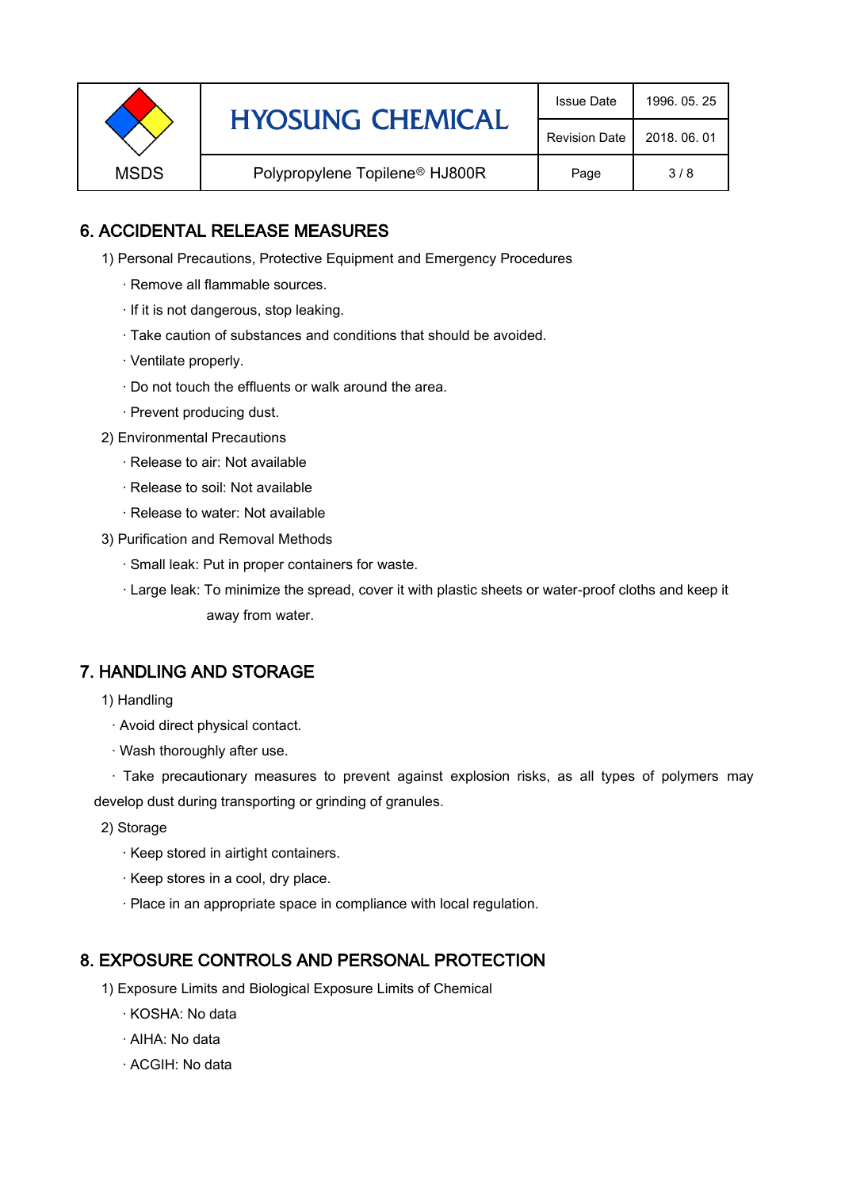## 6. ACCIDENTAL RELEASE MEASURES

1) Personal Precautions, Protective Equipment and Emergency Procedures

- · Remove all flammable sources.
- · If it is not dangerous, stop leaking.
- · Take caution of substances and conditions that should be avoided.
- · Ventilate properly.
- · Do not touch the effluents or walk around the area.
- · Prevent producing dust.

2) Environmental Precautions

- · Release to air: Not available
- · Release to soil: Not available
- · Release to water: Not available

3) Purification and Removal Methods

- · Small leak: Put in proper containers for waste.
- · Large leak: To minimize the spread, cover it with plastic sheets or water-proof cloths and keep it away from water.

## 7. HANDLING AND STORAGE

1) Handling

- · Avoid direct physical contact.
- · Wash thoroughly after use.
- · Take precautionary measures to prevent against explosion risks, as all types of polymers may develop dust during transporting or grinding of granules.

2) Storage

- · Keep stored in airtight containers.
- · Keep stores in a cool, dry place.
- · Place in an appropriate space in compliance with local regulation.

## 8. EXPOSURE CONTROLS AND PERSONAL PROTECTION

1) Exposure Limits and Biological Exposure Limits of Chemical

- · KOSHA: No data
- · AIHA: No data
- · ACGIH: No data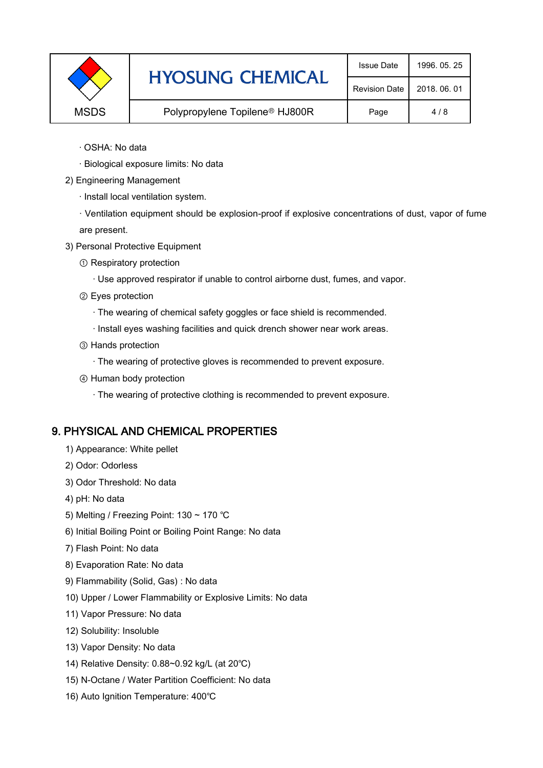· OSHA: No data

· Biological exposure limits: No data

2) Engineering Management

· Install local ventilation system.

· Ventilation equipment should be explosion-proof if explosive concentrations of dust, vapor of fume are present.

3) Personal Protective Equipment

① Respiratory protection

· Use approved respirator if unable to control airborne dust, fumes, and vapor.

② Eyes protection

· The wearing of chemical safety goggles or face shield is recommended.

· Install eyes washing facilities and quick drench shower near work areas.

③ Hands protection

· The wearing of protective gloves is recommended to prevent exposure.

④ Human body protection

· The wearing of protective clothing is recommended to prevent exposure.

## 9. PHYSICAL AND CHEMICAL PROPERTIES

1) Appearance: White pellet

2) Odor: Odorless

3) Odor Threshold: No data

4) pH: No data

5) Melting / Freezing Point: 130 ~ 170 ℃

6) Initial Boiling Point or Boiling Point Range: No data

7) Flash Point: No data

8) Evaporation Rate: No data

9) Flammability (Solid, Gas) : No data

10) Upper / Lower Flammability or Explosive Limits: No data

11) Vapor Pressure: No data

12) Solubility: Insoluble

13) Vapor Density: No data

14) Relative Density: 0.88~0.92 kg/L (at 20℃)

15) N-Octane / Water Partition Coefficient: No data

16) Auto Ignition Temperature: 400℃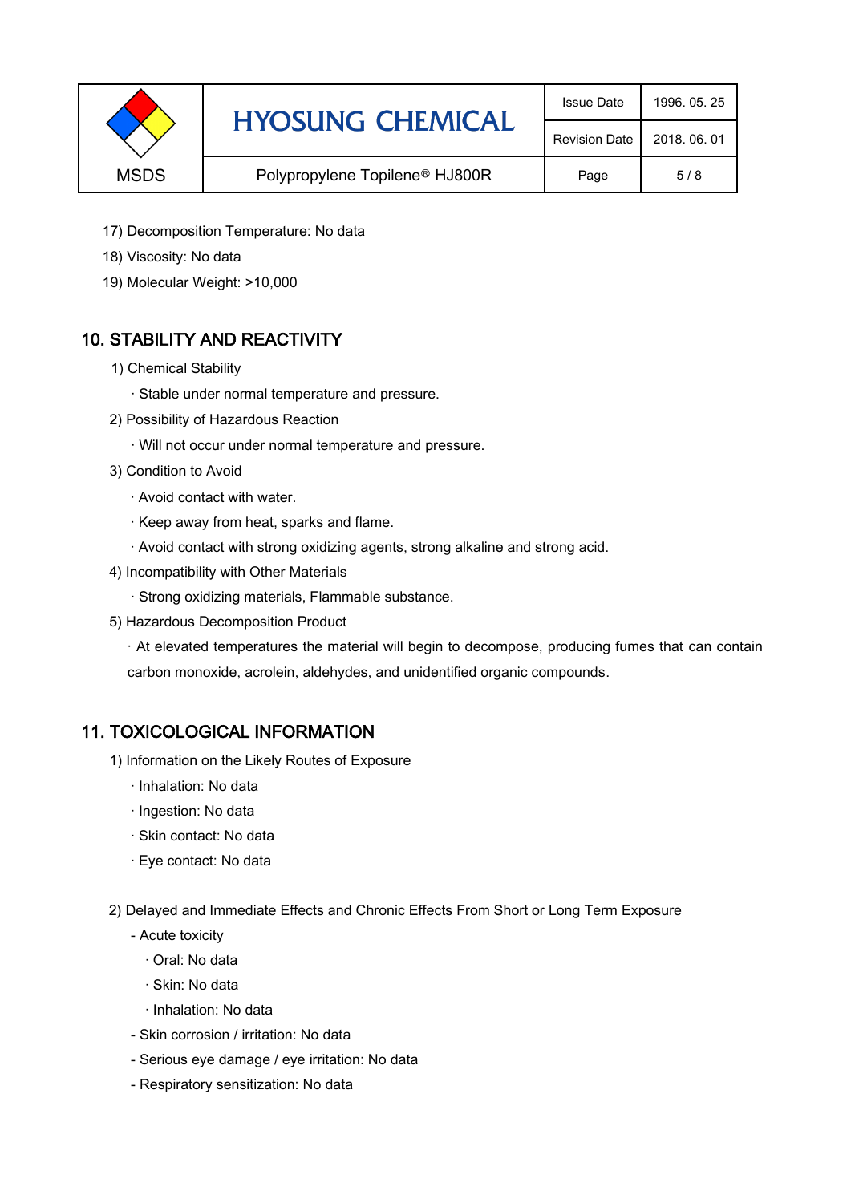17) Decomposition Temperature: No data

18) Viscosity: No data

19) Molecular Weight: >10,000

## 10. STABILITY AND REACTIVITY

1) Chemical Stability

· Stable under normal temperature and pressure.

2) Possibility of Hazardous Reaction

· Will not occur under normal temperature and pressure.

3) Condition to Avoid

· Avoid contact with water.

· Keep away from heat, sparks and flame.

· Avoid contact with strong oxidizing agents, strong alkaline and strong acid.

4) Incompatibility with Other Materials

· Strong oxidizing materials, Flammable substance.

5) Hazardous Decomposition Product

· At elevated temperatures the material will begin to decompose, producing fumes that can contain carbon monoxide, acrolein, aldehydes, and unidentified organic compounds.

## 11. TOXICOLOGICAL INFORMATION

1) Information on the Likely Routes of Exposure

· Inhalation: No data

· Ingestion: No data

· Skin contact: No data

· Eye contact: No data

2) Delayed and Immediate Effects and Chronic Effects From Short or Long Term Exposure

- Acute toxicity
  - · Oral: No data
  - · Skin: No data
  - · Inhalation: No data
- Skin corrosion / irritation: No data
- Serious eye damage / eye irritation: No data
- Respiratory sensitization: No data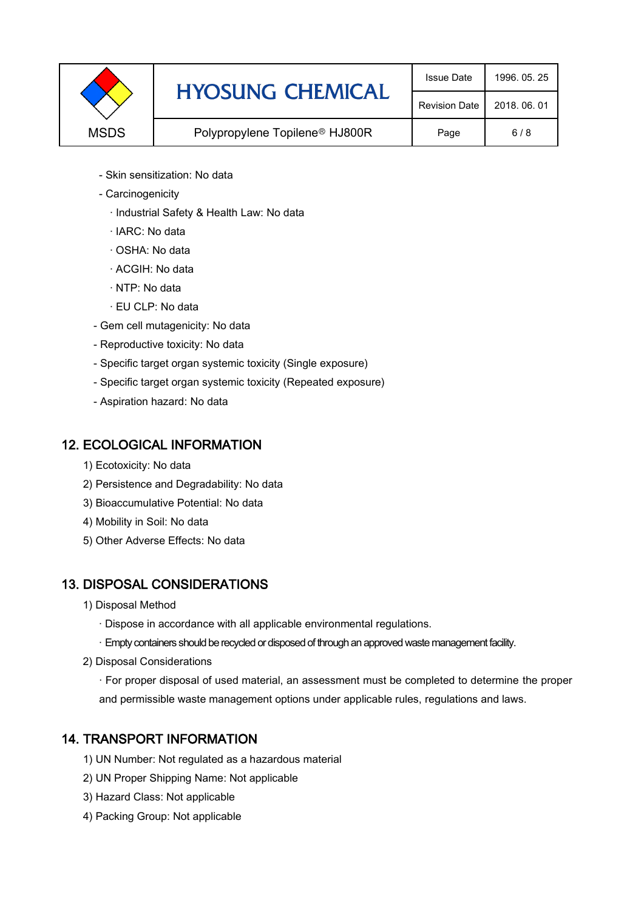- Skin sensitization: No data
- Carcinogenicity
  - · Industrial Safety & Health Law: No data
  - · IARC: No data
  - · OSHA: No data
  - · ACGIH: No data
  - · NTP: No data
  - · EU CLP: No data
- Gem cell mutagenicity: No data
- Reproductive toxicity: No data
- Specific target organ systemic toxicity (Single exposure)
- Specific target organ systemic toxicity (Repeated exposure)
- Aspiration hazard: No data

## 12. ECOLOGICAL INFORMATION

1) Ecotoxicity: No data
2) Persistence and Degradability: No data
3) Bioaccumulative Potential: No data
4) Mobility in Soil: No data
5) Other Adverse Effects: No data

## 13. DISPOSAL CONSIDERATIONS

1) Disposal Method
   - · Dispose in accordance with all applicable environmental regulations.
   - · Empty containers should be recycled or disposed of through an approved waste management facility.
2) Disposal Considerations
   - · For proper disposal of used material, an assessment must be completed to determine the proper and permissible waste management options under applicable rules, regulations and laws.

## 14. TRANSPORT INFORMATION

1) UN Number: Not regulated as a hazardous material
2) UN Proper Shipping Name: Not applicable
3) Hazard Class: Not applicable
4) Packing Group: Not applicable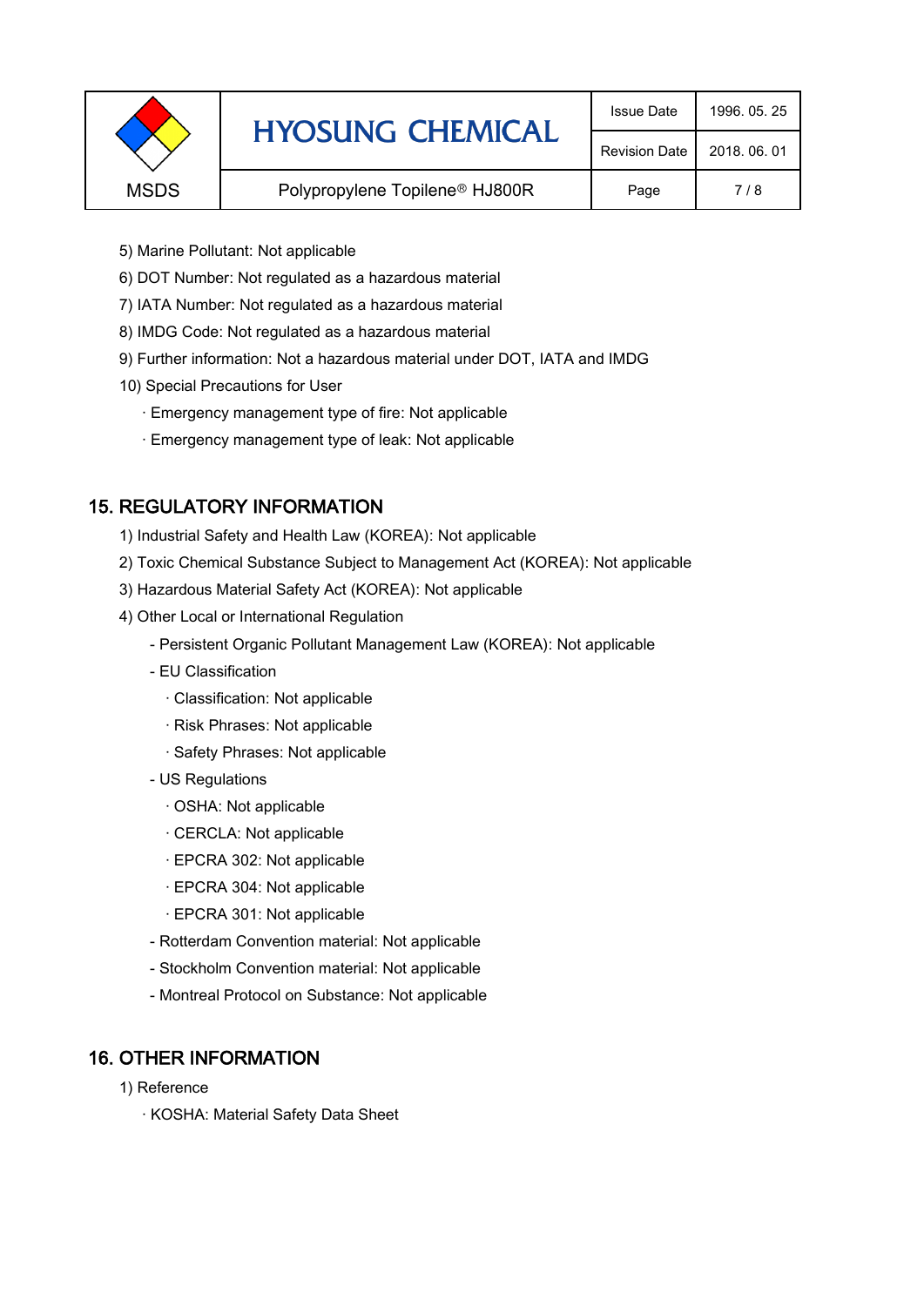5) Marine Pollutant: Not applicable

6) DOT Number: Not regulated as a hazardous material

7) IATA Number: Not regulated as a hazardous material

8) IMDG Code: Not regulated as a hazardous material

9) Further information: Not a hazardous material under DOT, IATA and IMDG

10) Special Precautions for User

· Emergency management type of fire: Not applicable

· Emergency management type of leak: Not applicable

## 15. REGULATORY INFORMATION

1) Industrial Safety and Health Law (KOREA): Not applicable

2) Toxic Chemical Substance Subject to Management Act (KOREA): Not applicable

3) Hazardous Material Safety Act (KOREA): Not applicable

4) Other Local or International Regulation

- Persistent Organic Pollutant Management Law (KOREA): Not applicable
- EU Classification
  - · Classification: Not applicable
  - · Risk Phrases: Not applicable
  - · Safety Phrases: Not applicable
- US Regulations
  - · OSHA: Not applicable
  - · CERCLA: Not applicable
  - · EPCRA 302: Not applicable
  - · EPCRA 304: Not applicable
  - · EPCRA 301: Not applicable
- Rotterdam Convention material: Not applicable
- Stockholm Convention material: Not applicable
- Montreal Protocol on Substance: Not applicable

## 16. OTHER INFORMATION

1) Reference

· KOSHA: Material Safety Data Sheet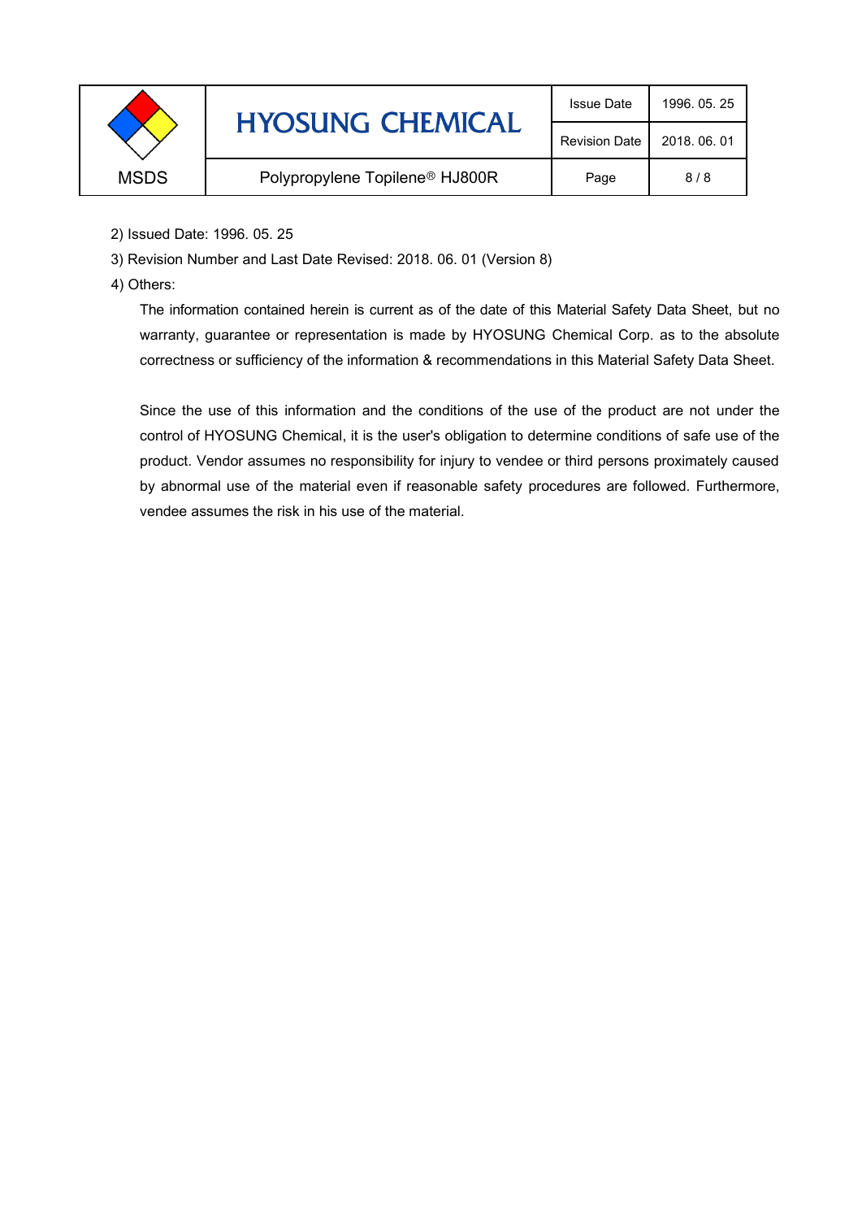2) Issued Date: 1996. 05. 25

3) Revision Number and Last Date Revised: 2018. 06. 01 (Version 8)

4) Others:

The information contained herein is current as of the date of this Material Safety Data Sheet, but no warranty, guarantee or representation is made by HYOSUNG Chemical Corp. as to the absolute correctness or sufficiency of the information & recommendations in this Material Safety Data Sheet.

Since the use of this information and the conditions of the use of the product are not under the control of HYOSUNG Chemical, it is the user's obligation to determine conditions of safe use of the product. Vendor assumes no responsibility for injury to vendee or third persons proximately caused by abnormal use of the material even if reasonable safety procedures are followed. Furthermore, vendee assumes the risk in his use of the material.